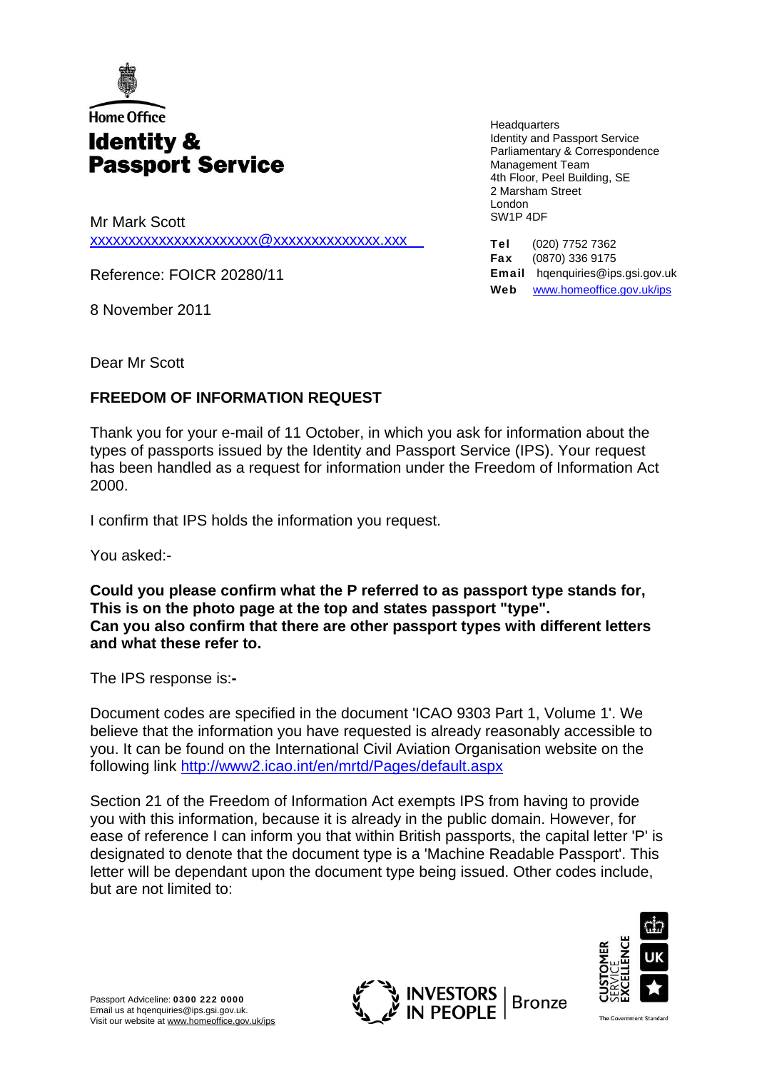Home Office

**Identity & Passport Service**

Headquarters
Identity and Passport Service
Parliamentary & Correspondence Management Team
4th Floor, Peel Building, SE
2 Marsham Street
London
SW1P 4DF

**Tel** (020) 7752 7362
**Fax** (0870) 336 9175
**Email** hqenquiries@ips.gsi.gov.uk
**Web** www.homeoffice.gov.uk/ips

Mr Mark Scott
xxxxxxxxxxxxxxxxxxxxxx@xxxxxxxxxxxxxx.xxx

Reference: FOICR 20280/11

8 November 2011

Dear Mr Scott

**FREEDOM OF INFORMATION REQUEST**

Thank you for your e-mail of 11 October, in which you ask for information about the types of passports issued by the Identity and Passport Service (IPS). Your request has been handled as a request for information under the Freedom of Information Act 2000.

I confirm that IPS holds the information you request.

You asked:-

**Could you please confirm what the P referred to as passport type stands for, This is on the photo page at the top and states passport "type". Can you also confirm that there are other passport types with different letters and what these refer to.**

The IPS response is:**-**

Document codes are specified in the document 'ICAO 9303 Part 1, Volume 1'. We believe that the information you have requested is already reasonably accessible to you. It can be found on the International Civil Aviation Organisation website on the following link http://www2.icao.int/en/mrtd/Pages/default.aspx

Section 21 of the Freedom of Information Act exempts IPS from having to provide you with this information, because it is already in the public domain. However, for ease of reference I can inform you that within British passports, the capital letter 'P' is designated to denote that the document type is a 'Machine Readable Passport'. This letter will be dependant upon the document type being issued. Other codes include, but are not limited to:

Passport Adviceline: **0300 222 0000**
Email us at hqenquiries@ips.gsi.gov.uk.
Visit our website at www.homeoffice.gov.uk/ips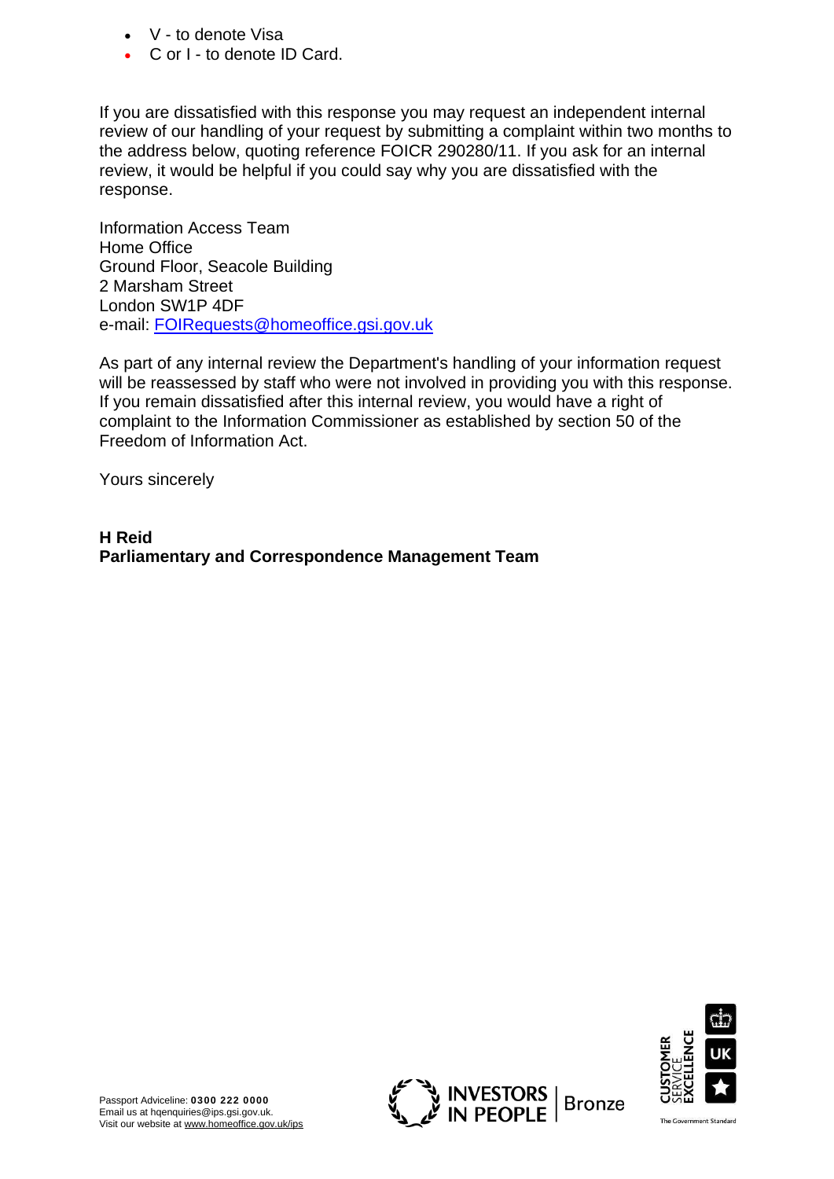- V - to denote Visa
- C or I - to denote ID Card.

If you are dissatisfied with this response you may request an independent internal review of our handling of your request by submitting a complaint within two months to the address below, quoting reference FOICR 290280/11. If you ask for an internal review, it would be helpful if you could say why you are dissatisfied with the response.

Information Access Team  
Home Office  
Ground Floor, Seacole Building  
2 Marsham Street  
London SW1P 4DF  
e-mail: FOIRequests@homeoffice.gsi.gov.uk

As part of any internal review the Department's handling of your information request will be reassessed by staff who were not involved in providing you with this response. If you remain dissatisfied after this internal review, you would have a right of complaint to the Information Commissioner as established by section 50 of the Freedom of Information Act.

Yours sincerely

**H Reid**  
**Parliamentary and Correspondence Management Team**

Passport Adviceline: **0300 222 0000**  
Email us at hqenquiries@ips.gsi.gov.uk.  
Visit our website at www.homeoffice.gov.uk/ips